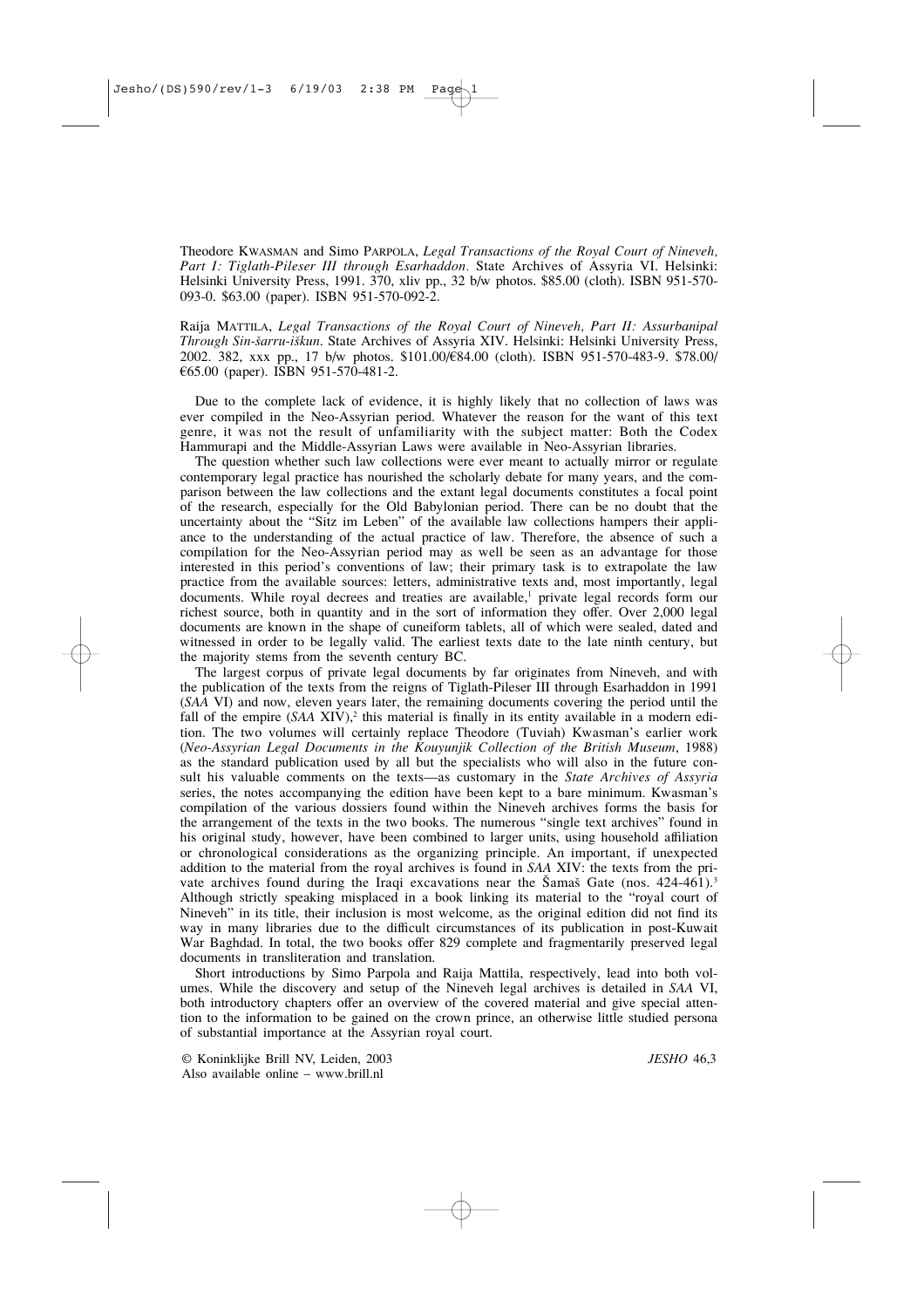Theodore KWASMAN and Simo PARPOLA, *Legal Transactions of the Royal Court of Nineveh, Part I: Tiglath-Pileser III through Esarhaddon*. State Archives of Assyria VI. Helsinki: Helsinki University Press, 1991. 370, xliv pp., 32 b/w photos. $85.00 (cloth). ISBN 951-570-093-0. $63.00 (paper). ISBN 951-570-092-2.

Raija MATTILA, *Legal Transactions of the Royal Court of Nineveh, Part II: Assurbanipal Through Sin-šarru-iškun*. State Archives of Assyria XIV. Helsinki: Helsinki University Press, 2002. 382, xxx pp., 17 b/w photos. $101.00/€84.00 (cloth). ISBN 951-570-483-9. $78.00/ €65.00 (paper). ISBN 951-570-481-2.

Due to the complete lack of evidence, it is highly likely that no collection of laws was ever compiled in the Neo-Assyrian period. Whatever the reason for the want of this text genre, it was not the result of unfamiliarity with the subject matter: Both the Codex Hammurapi and the Middle-Assyrian Laws were available in Neo-Assyrian libraries.

The question whether such law collections were ever meant to actually mirror or regulate contemporary legal practice has nourished the scholarly debate for many years, and the comparison between the law collections and the extant legal documents constitutes a focal point of the research, especially for the Old Babylonian period. There can be no doubt that the uncertainty about the "Sitz im Leben" of the available law collections hampers their appliance to the understanding of the actual practice of law. Therefore, the absence of such a compilation for the Neo-Assyrian period may as well be seen as an advantage for those interested in this period's conventions of law; their primary task is to extrapolate the law practice from the available sources: letters, administrative texts and, most importantly, legal documents. While royal decrees and treaties are available,[1] private legal records form our richest source, both in quantity and in the sort of information they offer. Over 2,000 legal documents are known in the shape of cuneiform tablets, all of which were sealed, dated and witnessed in order to be legally valid. The earliest texts date to the late ninth century, but the majority stems from the seventh century BC.

The largest corpus of private legal documents by far originates from Nineveh, and with the publication of the texts from the reigns of Tiglath-Pileser III through Esarhaddon in 1991 (*SAA* VI) and now, eleven years later, the remaining documents covering the period until the fall of the empire (*SAA* XIV),[2] this material is finally in its entity available in a modern edition. The two volumes will certainly replace Theodore (Tuviah) Kwasman's earlier work (*Neo-Assyrian Legal Documents in the Kouyunjik Collection of the British Museum*, 1988) as the standard publication used by all but the specialists who will also in the future consult his valuable comments on the texts—as customary in the *State Archives of Assyria* series, the notes accompanying the edition have been kept to a bare minimum. Kwasman's compilation of the various dossiers found within the Nineveh archives forms the basis for the arrangement of the texts in the two books. The numerous "single text archives" found in his original study, however, have been combined to larger units, using household affiliation or chronological considerations as the organizing principle. An important, if unexpected addition to the material from the royal archives is found in *SAA* XIV: the texts from the private archives found during the Iraqi excavations near the Šamaš Gate (nos. 424-461).[3] Although strictly speaking misplaced in a book linking its material to the "royal court of Nineveh" in its title, their inclusion is most welcome, as the original edition did not find its way in many libraries due to the difficult circumstances of its publication in post-Kuwait War Baghdad. In total, the two books offer 829 complete and fragmentarily preserved legal documents in transliteration and translation.

Short introductions by Simo Parpola and Raija Mattila, respectively, lead into both volumes. While the discovery and setup of the Nineveh legal archives is detailed in *SAA* VI, both introductory chapters offer an overview of the covered material and give special attention to the information to be gained on the crown prince, an otherwise little studied persona of substantial importance at the Assyrian royal court.

© Koninklijke Brill NV, Leiden, 2003
Also available online – www.brill.nl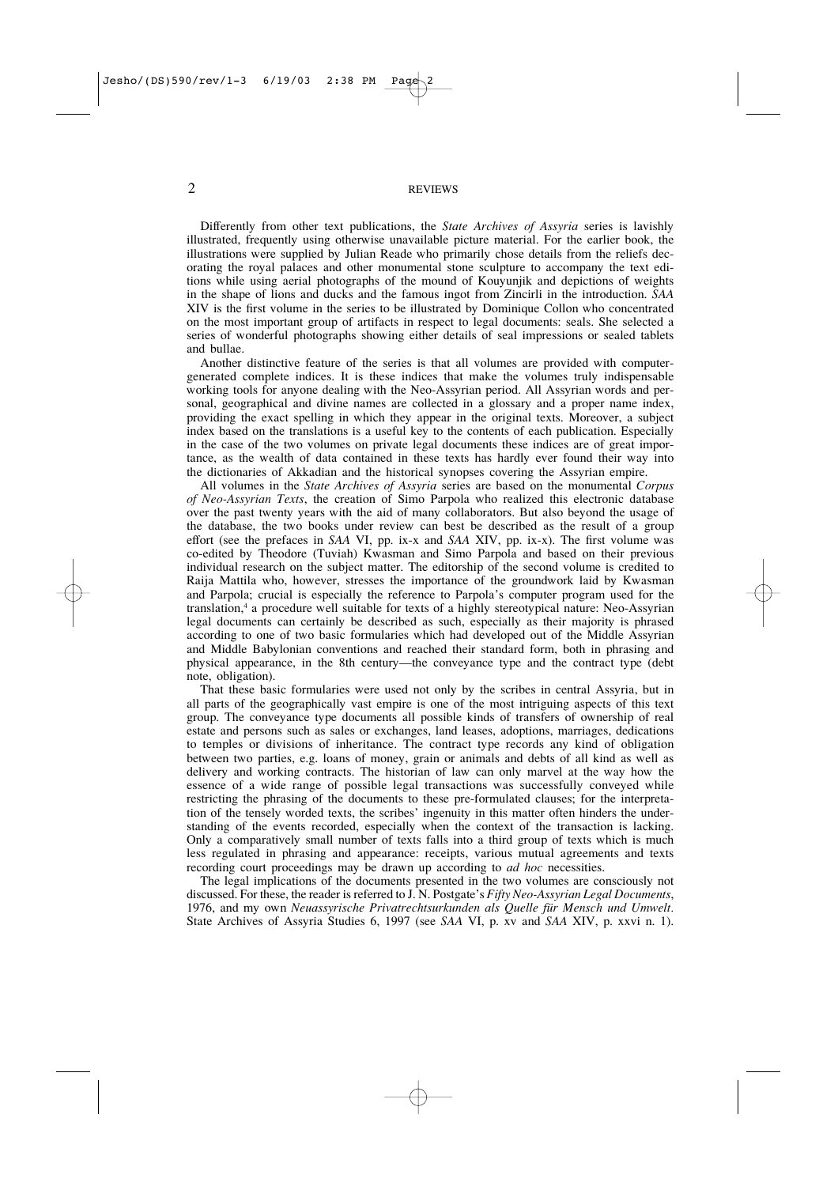Differently from other text publications, the *State Archives of Assyria* series is lavishly illustrated, frequently using otherwise unavailable picture material. For the earlier book, the illustrations were supplied by Julian Reade who primarily chose details from the reliefs decorating the royal palaces and other monumental stone sculpture to accompany the text editions while using aerial photographs of the mound of Kouyunjik and depictions of weights in the shape of lions and ducks and the famous ingot from Zincirli in the introduction. *SAA* XIV is the first volume in the series to be illustrated by Dominique Collon who concentrated on the most important group of artifacts in respect to legal documents: seals. She selected a series of wonderful photographs showing either details of seal impressions or sealed tablets and bullae.

Another distinctive feature of the series is that all volumes are provided with computer-generated complete indices. It is these indices that make the volumes truly indispensable working tools for anyone dealing with the Neo-Assyrian period. All Assyrian words and personal, geographical and divine names are collected in a glossary and a proper name index, providing the exact spelling in which they appear in the original texts. Moreover, a subject index based on the translations is a useful key to the contents of each publication. Especially in the case of the two volumes on private legal documents these indices are of great importance, as the wealth of data contained in these texts has hardly ever found their way into the dictionaries of Akkadian and the historical synopses covering the Assyrian empire.

All volumes in the *State Archives of Assyria* series are based on the monumental *Corpus of Neo-Assyrian Texts*, the creation of Simo Parpola who realized this electronic database over the past twenty years with the aid of many collaborators. But also beyond the usage of the database, the two books under review can best be described as the result of a group effort (see the prefaces in *SAA* VI, pp. ix-x and *SAA* XIV, pp. ix-x). The first volume was co-edited by Theodore (Tuviah) Kwasman and Simo Parpola and based on their previous individual research on the subject matter. The editorship of the second volume is credited to Raija Mattila who, however, stresses the importance of the groundwork laid by Kwasman and Parpola; crucial is especially the reference to Parpola's computer program used for the translation,[4] a procedure well suitable for texts of a highly stereotypical nature: Neo-Assyrian legal documents can certainly be described as such, especially as their majority is phrased according to one of two basic formularies which had developed out of the Middle Assyrian and Middle Babylonian conventions and reached their standard form, both in phrasing and physical appearance, in the 8th century—the conveyance type and the contract type (debt note, obligation).

That these basic formularies were used not only by the scribes in central Assyria, but in all parts of the geographically vast empire is one of the most intriguing aspects of this text group. The conveyance type documents all possible kinds of transfers of ownership of real estate and persons such as sales or exchanges, land leases, adoptions, marriages, dedications to temples or divisions of inheritance. The contract type records any kind of obligation between two parties, e.g. loans of money, grain or animals and debts of all kind as well as delivery and working contracts. The historian of law can only marvel at the way how the essence of a wide range of possible legal transactions was successfully conveyed while restricting the phrasing of the documents to these pre-formulated clauses; for the interpretation of the tensely worded texts, the scribes' ingenuity in this matter often hinders the understanding of the events recorded, especially when the context of the transaction is lacking. Only a comparatively small number of texts falls into a third group of texts which is much less regulated in phrasing and appearance: receipts, various mutual agreements and texts recording court proceedings may be drawn up according to *ad hoc* necessities.

The legal implications of the documents presented in the two volumes are consciously not discussed. For these, the reader is referred to J. N. Postgate's *Fifty Neo-Assyrian Legal Documents*, 1976, and my own *Neuassyrische Privatrechtsurkunden als Quelle für Mensch und Umwelt*. State Archives of Assyria Studies 6, 1997 (see *SAA* VI, p. xv and *SAA* XIV, p. xxvi n. 1).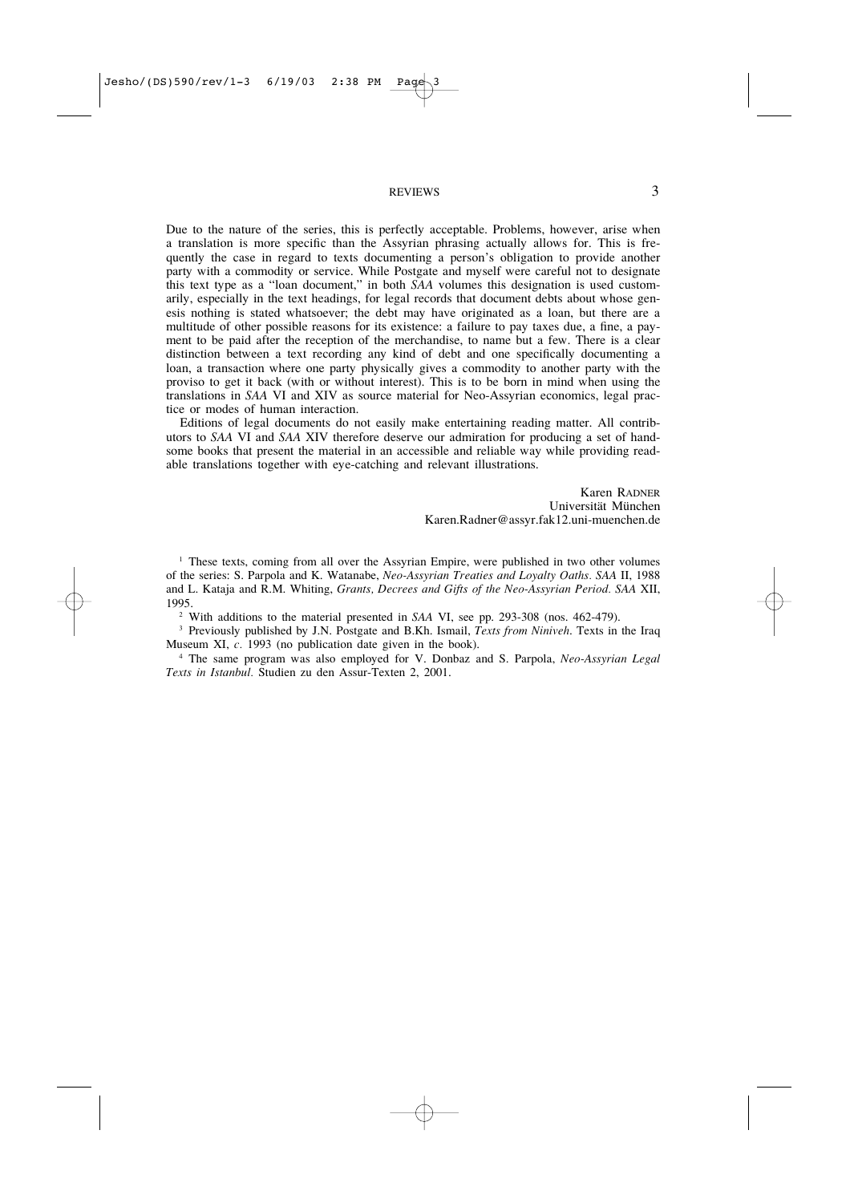Due to the nature of the series, this is perfectly acceptable. Problems, however, arise when a translation is more specific than the Assyrian phrasing actually allows for. This is frequently the case in regard to texts documenting a person's obligation to provide another party with a commodity or service. While Postgate and myself were careful not to designate this text type as a "loan document," in both *SAA* volumes this designation is used customarily, especially in the text headings, for legal records that document debts about whose genesis nothing is stated whatsoever; the debt may have originated as a loan, but there are a multitude of other possible reasons for its existence: a failure to pay taxes due, a fine, a payment to be paid after the reception of the merchandise, to name but a few. There is a clear distinction between a text recording any kind of debt and one specifically documenting a loan, a transaction where one party physically gives a commodity to another party with the proviso to get it back (with or without interest). This is to be born in mind when using the translations in *SAA* VI and XIV as source material for Neo-Assyrian economics, legal practice or modes of human interaction.

Editions of legal documents do not easily make entertaining reading matter. All contributors to *SAA* VI and *SAA* XIV therefore deserve our admiration for producing a set of handsome books that present the material in an accessible and reliable way while providing readable translations together with eye-catching and relevant illustrations.

Karen Radner
Universität München
Karen.Radner@assyr.fak12.uni-muenchen.de

[1] These texts, coming from all over the Assyrian Empire, were published in two other volumes of the series: S. Parpola and K. Watanabe, *Neo-Assyrian Treaties and Loyalty Oaths*. *SAA* II, 1988 and L. Kataja and R.M. Whiting, *Grants, Decrees and Gifts of the Neo-Assyrian Period*. *SAA* XII, 1995.

[2] With additions to the material presented in *SAA* VI, see pp. 293-308 (nos. 462-479).

[3] Previously published by J.N. Postgate and B.Kh. Ismail, *Texts from Niniveh*. Texts in the Iraq Museum XI, *c*. 1993 (no publication date given in the book).

[4] The same program was also employed for V. Donbaz and S. Parpola, *Neo-Assyrian Legal Texts in Istanbul*. Studien zu den Assur-Texten 2, 2001.